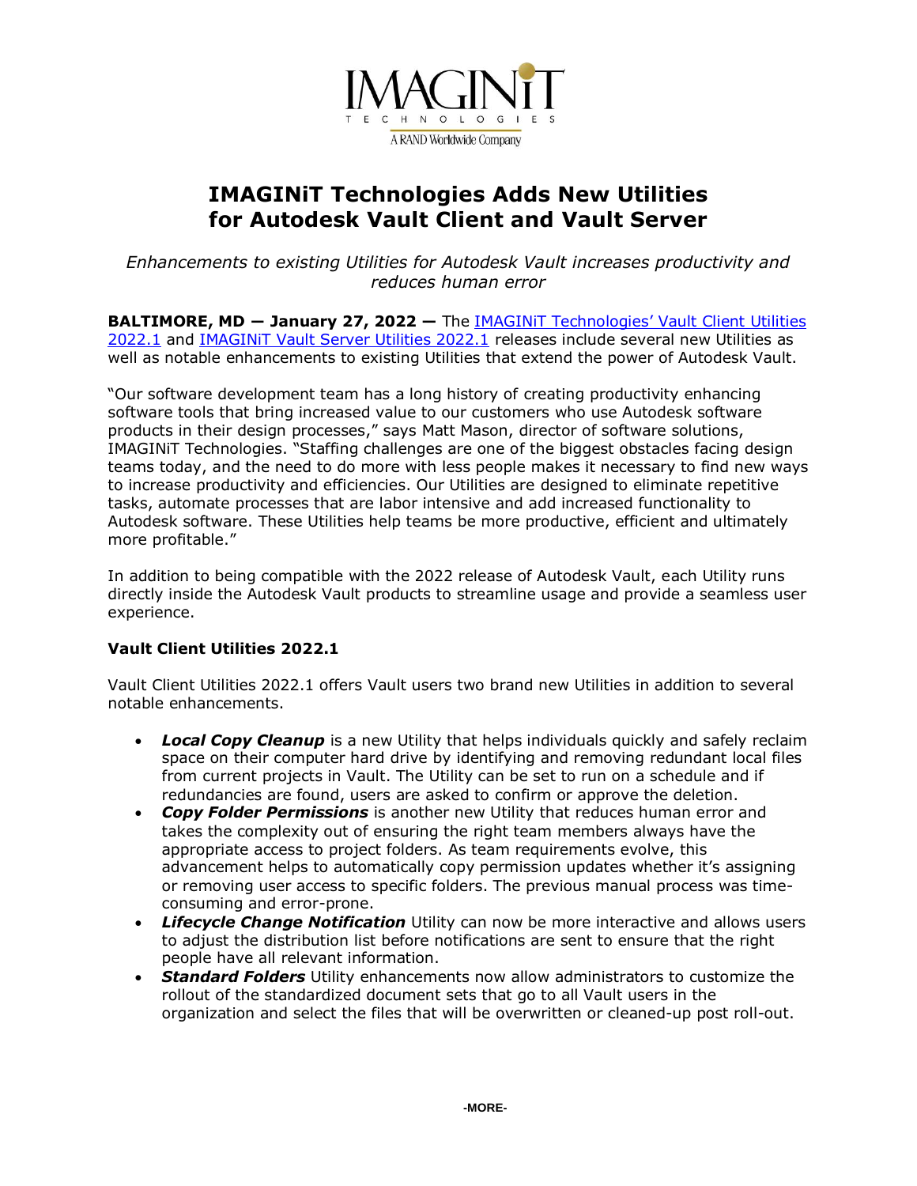IMAGINiT TECHNOLOGIES
A RAND Worldwide Company

# IMAGINiT Technologies Adds New Utilities for Autodesk Vault Client and Vault Server

*Enhancements to existing Utilities for Autodesk Vault increases productivity and reduces human error*

**BALTIMORE, MD — January 27, 2022 —** The IMAGINiT Technologies' Vault Client Utilities 2022.1 and IMAGINiT Vault Server Utilities 2022.1 releases include several new Utilities as well as notable enhancements to existing Utilities that extend the power of Autodesk Vault.

"Our software development team has a long history of creating productivity enhancing software tools that bring increased value to our customers who use Autodesk software products in their design processes," says Matt Mason, director of software solutions, IMAGINiT Technologies. "Staffing challenges are one of the biggest obstacles facing design teams today, and the need to do more with less people makes it necessary to find new ways to increase productivity and efficiencies. Our Utilities are designed to eliminate repetitive tasks, automate processes that are labor intensive and add increased functionality to Autodesk software. These Utilities help teams be more productive, efficient and ultimately more profitable."

In addition to being compatible with the 2022 release of Autodesk Vault, each Utility runs directly inside the Autodesk Vault products to streamline usage and provide a seamless user experience.

**Vault Client Utilities 2022.1**

Vault Client Utilities 2022.1 offers Vault users two brand new Utilities in addition to several notable enhancements.

- ***Local Copy Cleanup*** is a new Utility that helps individuals quickly and safely reclaim space on their computer hard drive by identifying and removing redundant local files from current projects in Vault. The Utility can be set to run on a schedule and if redundancies are found, users are asked to confirm or approve the deletion.
- ***Copy Folder Permissions*** is another new Utility that reduces human error and takes the complexity out of ensuring the right team members always have the appropriate access to project folders. As team requirements evolve, this advancement helps to automatically copy permission updates whether it's assigning or removing user access to specific folders. The previous manual process was time-consuming and error-prone.
- ***Lifecycle Change Notification*** Utility can now be more interactive and allows users to adjust the distribution list before notifications are sent to ensure that the right people have all relevant information.
- ***Standard Folders*** Utility enhancements now allow administrators to customize the rollout of the standardized document sets that go to all Vault users in the organization and select the files that will be overwritten or cleaned-up post roll-out.

-MORE-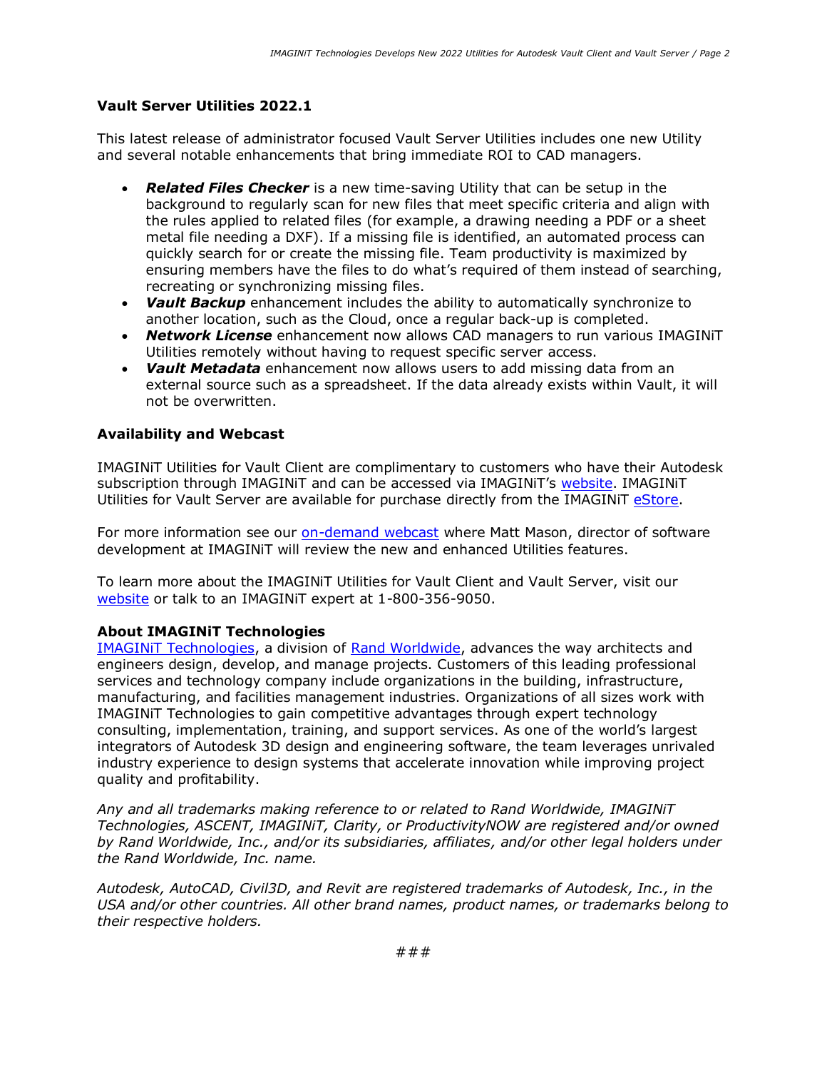### Vault Server Utilities 2022.1

This latest release of administrator focused Vault Server Utilities includes one new Utility and several notable enhancements that bring immediate ROI to CAD managers.

- ***Related Files Checker*** is a new time-saving Utility that can be setup in the background to regularly scan for new files that meet specific criteria and align with the rules applied to related files (for example, a drawing needing a PDF or a sheet metal file needing a DXF). If a missing file is identified, an automated process can quickly search for or create the missing file. Team productivity is maximized by ensuring members have the files to do what's required of them instead of searching, recreating or synchronizing missing files.
- ***Vault Backup*** enhancement includes the ability to automatically synchronize to another location, such as the Cloud, once a regular back-up is completed.
- ***Network License*** enhancement now allows CAD managers to run various IMAGINiT Utilities remotely without having to request specific server access.
- ***Vault Metadata*** enhancement now allows users to add missing data from an external source such as a spreadsheet. If the data already exists within Vault, it will not be overwritten.

### Availability and Webcast

IMAGINiT Utilities for Vault Client are complimentary to customers who have their Autodesk subscription through IMAGINiT and can be accessed via IMAGINiT's website. IMAGINiT Utilities for Vault Server are available for purchase directly from the IMAGINiT eStore.

For more information see our on-demand webcast where Matt Mason, director of software development at IMAGINiT will review the new and enhanced Utilities features.

To learn more about the IMAGINiT Utilities for Vault Client and Vault Server, visit our website or talk to an IMAGINiT expert at 1-800-356-9050.

### About IMAGINiT Technologies

IMAGINiT Technologies, a division of Rand Worldwide, advances the way architects and engineers design, develop, and manage projects. Customers of this leading professional services and technology company include organizations in the building, infrastructure, manufacturing, and facilities management industries. Organizations of all sizes work with IMAGINiT Technologies to gain competitive advantages through expert technology consulting, implementation, training, and support services. As one of the world's largest integrators of Autodesk 3D design and engineering software, the team leverages unrivaled industry experience to design systems that accelerate innovation while improving project quality and profitability.

*Any and all trademarks making reference to or related to Rand Worldwide, IMAGINiT Technologies, ASCENT, IMAGINiT, Clarity, or ProductivityNOW are registered and/or owned by Rand Worldwide, Inc., and/or its subsidiaries, affiliates, and/or other legal holders under the Rand Worldwide, Inc. name.*

*Autodesk, AutoCAD, Civil3D, and Revit are registered trademarks of Autodesk, Inc., in the USA and/or other countries. All other brand names, product names, or trademarks belong to their respective holders.*

###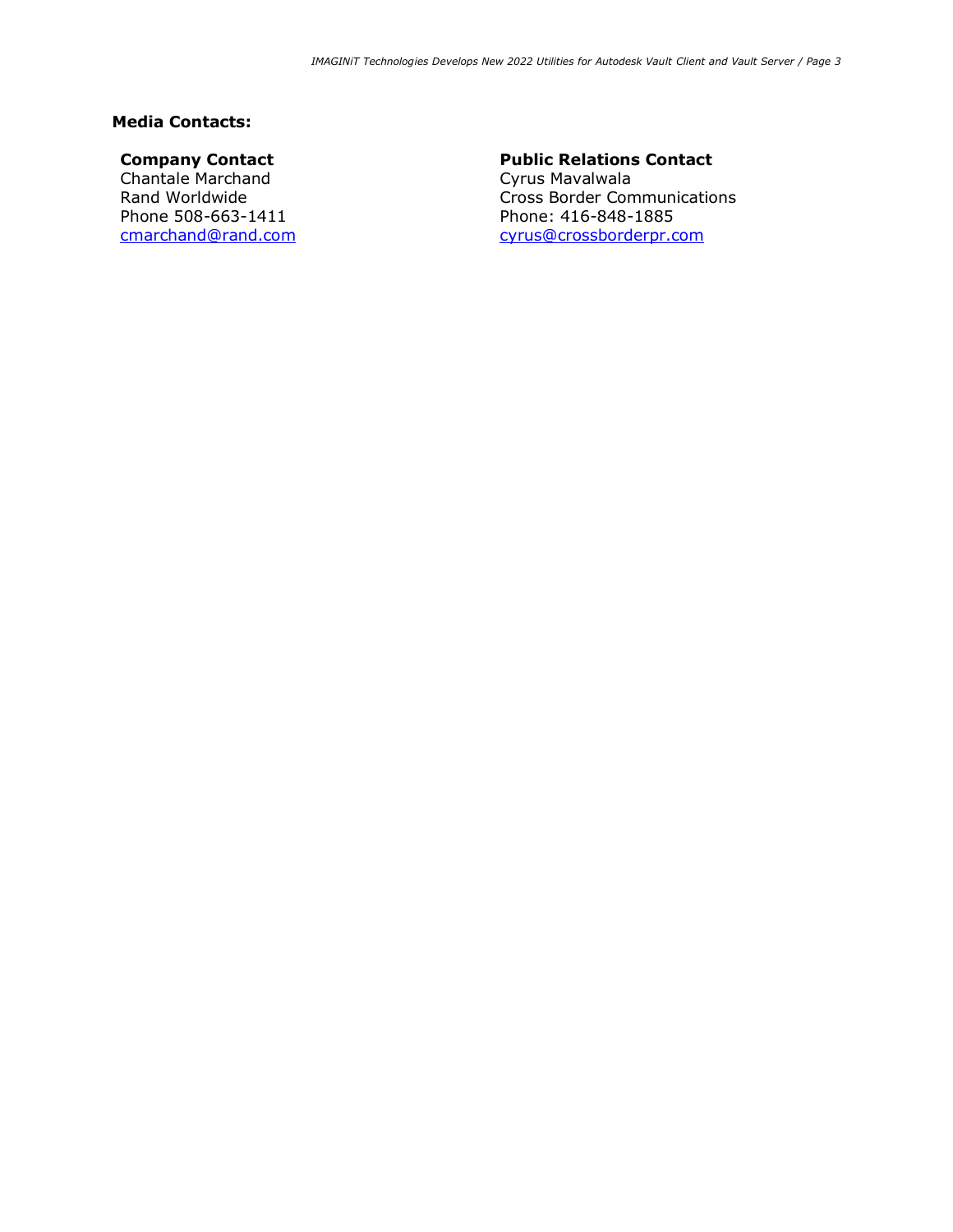**Media Contacts:**

**Company Contact**
Chantale Marchand
Rand Worldwide
Phone 508-663-1411
cmarchand@rand.com

**Public Relations Contact**
Cyrus Mavalwala
Cross Border Communications
Phone: 416-848-1885
cyrus@crossborderpr.com